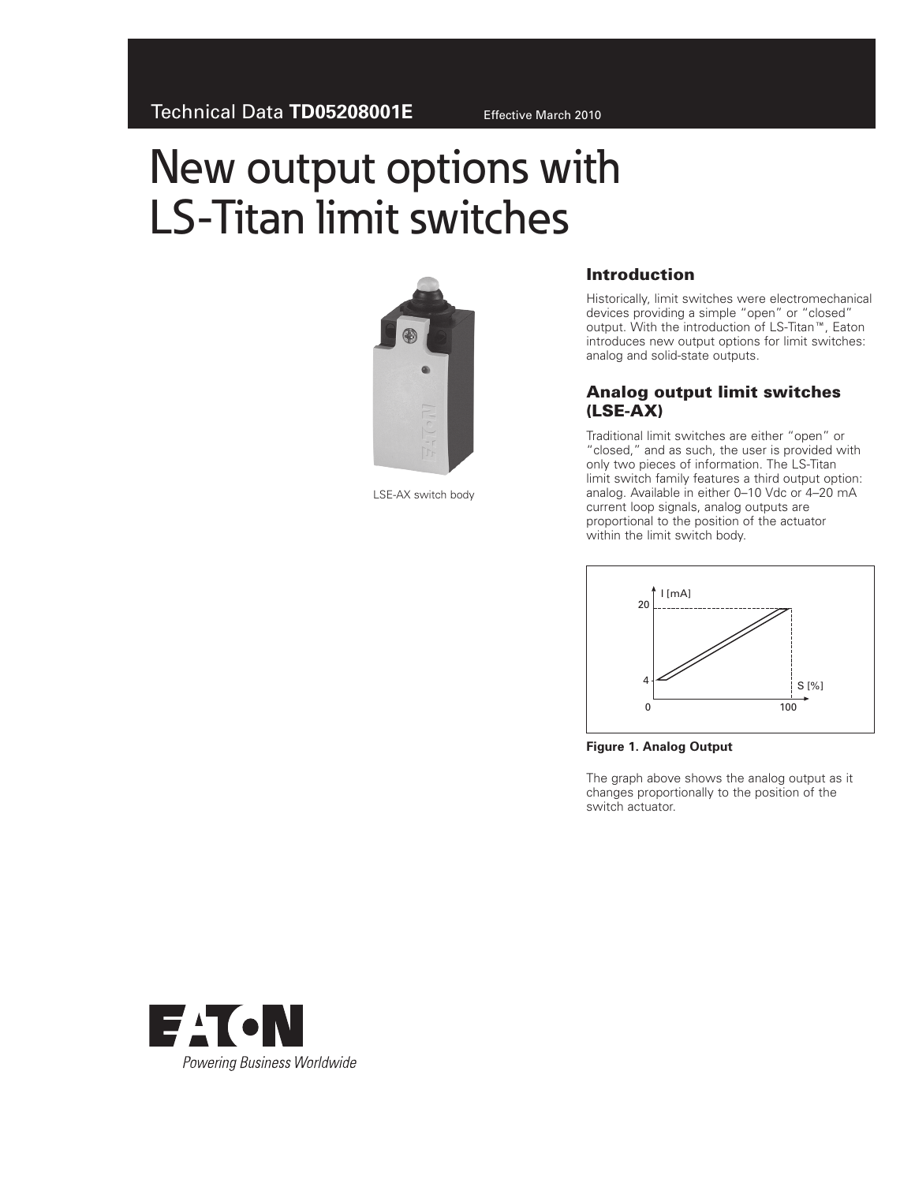Technical Data **TD05208001E** Effective March 2010

# New output options with LS-Titan limit switches

LSE-AX switch body

## Introduction

Historically, limit switches were electromechanical devices providing a simple "open" or "closed" output. With the introduction of LS-Titan™, Eaton introduces new output options for limit switches: analog and solid-state outputs.

## Analog output limit switches (LSE-AX)

Traditional limit switches are either "open" or "closed," and as such, the user is provided with only two pieces of information. The LS-Titan limit switch family features a third output option: analog. Available in either 0–10 Vdc or 4–20 mA current loop signals, analog outputs are proportional to the position of the actuator within the limit switch body.

**Figure 1. Analog Output**

The graph above shows the analog output as it changes proportionally to the position of the switch actuator.

Powering Business Worldwide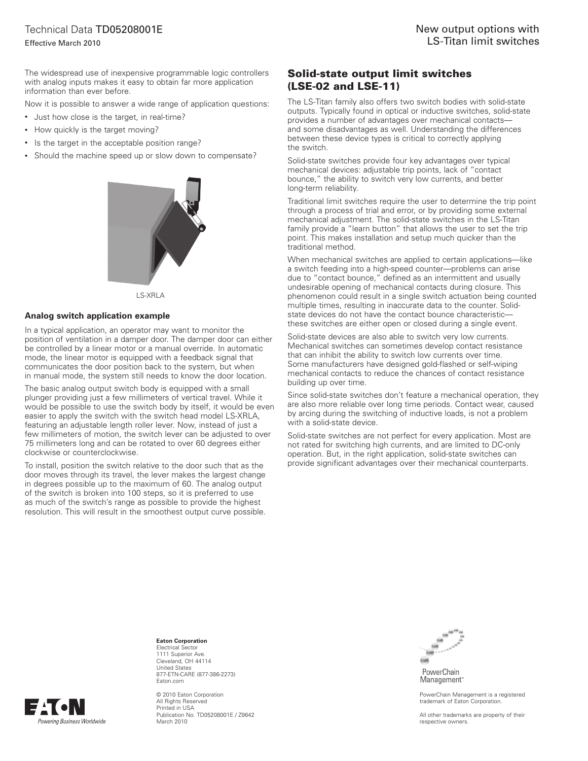The widespread use of inexpensive programmable logic controllers with analog inputs makes it easy to obtain far more application information than ever before.

Now it is possible to answer a wide range of application questions:

- Just how close is the target, in real-time?
- How quickly is the target moving?
- Is the target in the acceptable position range?
- Should the machine speed up or slow down to compensate?

LS-XRLA

**Analog switch application example**

In a typical application, an operator may want to monitor the position of ventilation in a damper door. The damper door can either be controlled by a linear motor or a manual override. In automatic mode, the linear motor is equipped with a feedback signal that communicates the door position back to the system, but when in manual mode, the system still needs to know the door location.

The basic analog output switch body is equipped with a small plunger providing just a few millimeters of vertical travel. While it would be possible to use the switch body by itself, it would be even easier to apply the switch with the switch head model LS-XRLA, featuring an adjustable length roller lever. Now, instead of just a few millimeters of motion, the switch lever can be adjusted to over 75 millimeters long and can be rotated to over 60 degrees either clockwise or counterclockwise.

To install, position the switch relative to the door such that as the door moves through its travel, the lever makes the largest change in degrees possible up to the maximum of 60. The analog output of the switch is broken into 100 steps, so it is preferred to use as much of the switch's range as possible to provide the highest resolution. This will result in the smoothest output curve possible.

## Solid-state output limit switches (LSE-02 and LSE-11)

The LS-Titan family also offers two switch bodies with solid-state outputs. Typically found in optical or inductive switches, solid-state provides a number of advantages over mechanical contacts—and some disadvantages as well. Understanding the differences between these device types is critical to correctly applying the switch.

Solid-state switches provide four key advantages over typical mechanical devices: adjustable trip points, lack of "contact bounce," the ability to switch very low currents, and better long-term reliability.

Traditional limit switches require the user to determine the trip point through a process of trial and error, or by providing some external mechanical adjustment. The solid-state switches in the LS-Titan family provide a "learn button" that allows the user to set the trip point. This makes installation and setup much quicker than the traditional method.

When mechanical switches are applied to certain applications—like a switch feeding into a high-speed counter—problems can arise due to "contact bounce," defined as an intermittent and usually undesirable opening of mechanical contacts during closure. This phenomenon could result in a single switch actuation being counted multiple times, resulting in inaccurate data to the counter. Solid-state devices do not have the contact bounce characteristic—these switches are either open or closed during a single event.

Solid-state devices are also able to switch very low currents. Mechanical switches can sometimes develop contact resistance that can inhibit the ability to switch low currents over time. Some manufacturers have designed gold-flashed or self-wiping mechanical contacts to reduce the chances of contact resistance building up over time.

Since solid-state switches don't feature a mechanical operation, they are also more reliable over long time periods. Contact wear, caused by arcing during the switching of inductive loads, is not a problem with a solid-state device.

Solid-state switches are not perfect for every application. Most are not rated for switching high currents, and are limited to DC-only operation. But, in the right application, solid-state switches can provide significant advantages over their mechanical counterparts.

**Eaton Corporation**
Electrical Sector
1111 Superior Ave.
Cleveland, OH 44114
United States
877-ETN-CARE (877-386-2273)
Eaton.com

© 2010 Eaton Corporation
All Rights Reserved
Printed in USA
Publication No. TD05208001E / Z9642
March 2010

PowerChain Management is a registered trademark of Eaton Corporation.

All other trademarks are property of their respective owners.